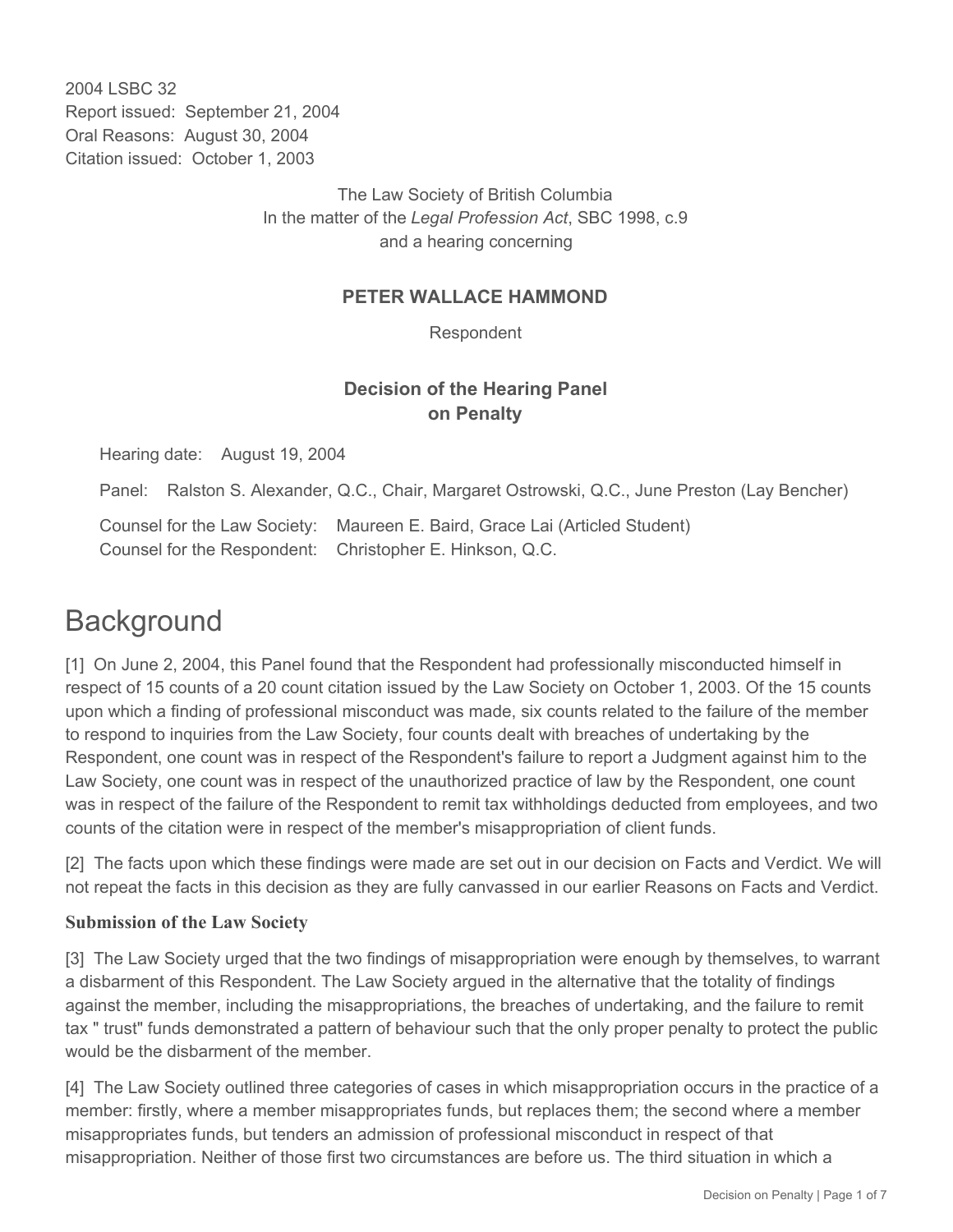2004 LSBC 32
Report issued: September 21, 2004
Oral Reasons: August 30, 2004
Citation issued: October 1, 2003

The Law Society of British Columbia
In the matter of the *Legal Profession Act*, SBC 1998, c.9
and a hearing concerning

**PETER WALLACE HAMMOND**

Respondent

**Decision of the Hearing Panel**
**on Penalty**

Hearing date: August 19, 2004

Panel: Ralston S. Alexander, Q.C., Chair, Margaret Ostrowski, Q.C., June Preston (Lay Bencher)

Counsel for the Law Society: Maureen E. Baird, Grace Lai (Articled Student)
Counsel for the Respondent: Christopher E. Hinkson, Q.C.

# Background

[1] On June 2, 2004, this Panel found that the Respondent had professionally misconducted himself in respect of 15 counts of a 20 count citation issued by the Law Society on October 1, 2003. Of the 15 counts upon which a finding of professional misconduct was made, six counts related to the failure of the member to respond to inquiries from the Law Society, four counts dealt with breaches of undertaking by the Respondent, one count was in respect of the Respondent's failure to report a Judgment against him to the Law Society, one count was in respect of the unauthorized practice of law by the Respondent, one count was in respect of the failure of the Respondent to remit tax withholdings deducted from employees, and two counts of the citation were in respect of the member's misappropriation of client funds.

[2] The facts upon which these findings were made are set out in our decision on Facts and Verdict. We will not repeat the facts in this decision as they are fully canvassed in our earlier Reasons on Facts and Verdict.

### Submission of the Law Society

[3] The Law Society urged that the two findings of misappropriation were enough by themselves, to warrant a disbarment of this Respondent. The Law Society argued in the alternative that the totality of findings against the member, including the misappropriations, the breaches of undertaking, and the failure to remit tax " trust" funds demonstrated a pattern of behaviour such that the only proper penalty to protect the public would be the disbarment of the member.

[4] The Law Society outlined three categories of cases in which misappropriation occurs in the practice of a member: firstly, where a member misappropriates funds, but replaces them; the second where a member misappropriates funds, but tenders an admission of professional misconduct in respect of that misappropriation. Neither of those first two circumstances are before us. The third situation in which a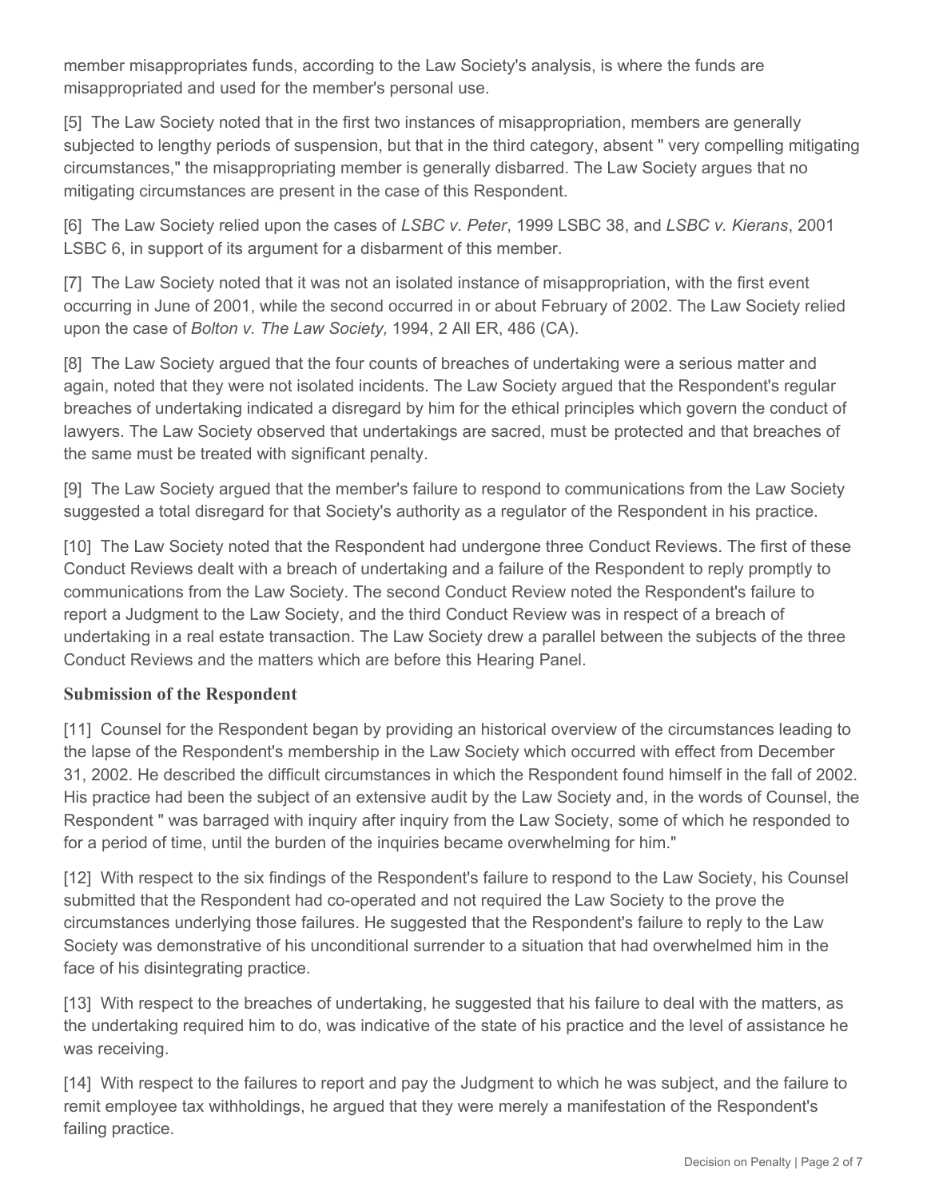member misappropriates funds, according to the Law Society's analysis, is where the funds are misappropriated and used for the member's personal use.

[5] The Law Society noted that in the first two instances of misappropriation, members are generally subjected to lengthy periods of suspension, but that in the third category, absent " very compelling mitigating circumstances," the misappropriating member is generally disbarred. The Law Society argues that no mitigating circumstances are present in the case of this Respondent.

[6] The Law Society relied upon the cases of *LSBC v. Peter*, 1999 LSBC 38, and *LSBC v. Kierans*, 2001 LSBC 6, in support of its argument for a disbarment of this member.

[7] The Law Society noted that it was not an isolated instance of misappropriation, with the first event occurring in June of 2001, while the second occurred in or about February of 2002. The Law Society relied upon the case of *Bolton v. The Law Society,* 1994, 2 All ER, 486 (CA).

[8] The Law Society argued that the four counts of breaches of undertaking were a serious matter and again, noted that they were not isolated incidents. The Law Society argued that the Respondent's regular breaches of undertaking indicated a disregard by him for the ethical principles which govern the conduct of lawyers. The Law Society observed that undertakings are sacred, must be protected and that breaches of the same must be treated with significant penalty.

[9] The Law Society argued that the member's failure to respond to communications from the Law Society suggested a total disregard for that Society's authority as a regulator of the Respondent in his practice.

[10] The Law Society noted that the Respondent had undergone three Conduct Reviews. The first of these Conduct Reviews dealt with a breach of undertaking and a failure of the Respondent to reply promptly to communications from the Law Society. The second Conduct Review noted the Respondent's failure to report a Judgment to the Law Society, and the third Conduct Review was in respect of a breach of undertaking in a real estate transaction. The Law Society drew a parallel between the subjects of the three Conduct Reviews and the matters which are before this Hearing Panel.

### Submission of the Respondent

[11] Counsel for the Respondent began by providing an historical overview of the circumstances leading to the lapse of the Respondent's membership in the Law Society which occurred with effect from December 31, 2002. He described the difficult circumstances in which the Respondent found himself in the fall of 2002. His practice had been the subject of an extensive audit by the Law Society and, in the words of Counsel, the Respondent " was barraged with inquiry after inquiry from the Law Society, some of which he responded to for a period of time, until the burden of the inquiries became overwhelming for him."

[12] With respect to the six findings of the Respondent's failure to respond to the Law Society, his Counsel submitted that the Respondent had co-operated and not required the Law Society to the prove the circumstances underlying those failures. He suggested that the Respondent's failure to reply to the Law Society was demonstrative of his unconditional surrender to a situation that had overwhelmed him in the face of his disintegrating practice.

[13] With respect to the breaches of undertaking, he suggested that his failure to deal with the matters, as the undertaking required him to do, was indicative of the state of his practice and the level of assistance he was receiving.

[14] With respect to the failures to report and pay the Judgment to which he was subject, and the failure to remit employee tax withholdings, he argued that they were merely a manifestation of the Respondent's failing practice.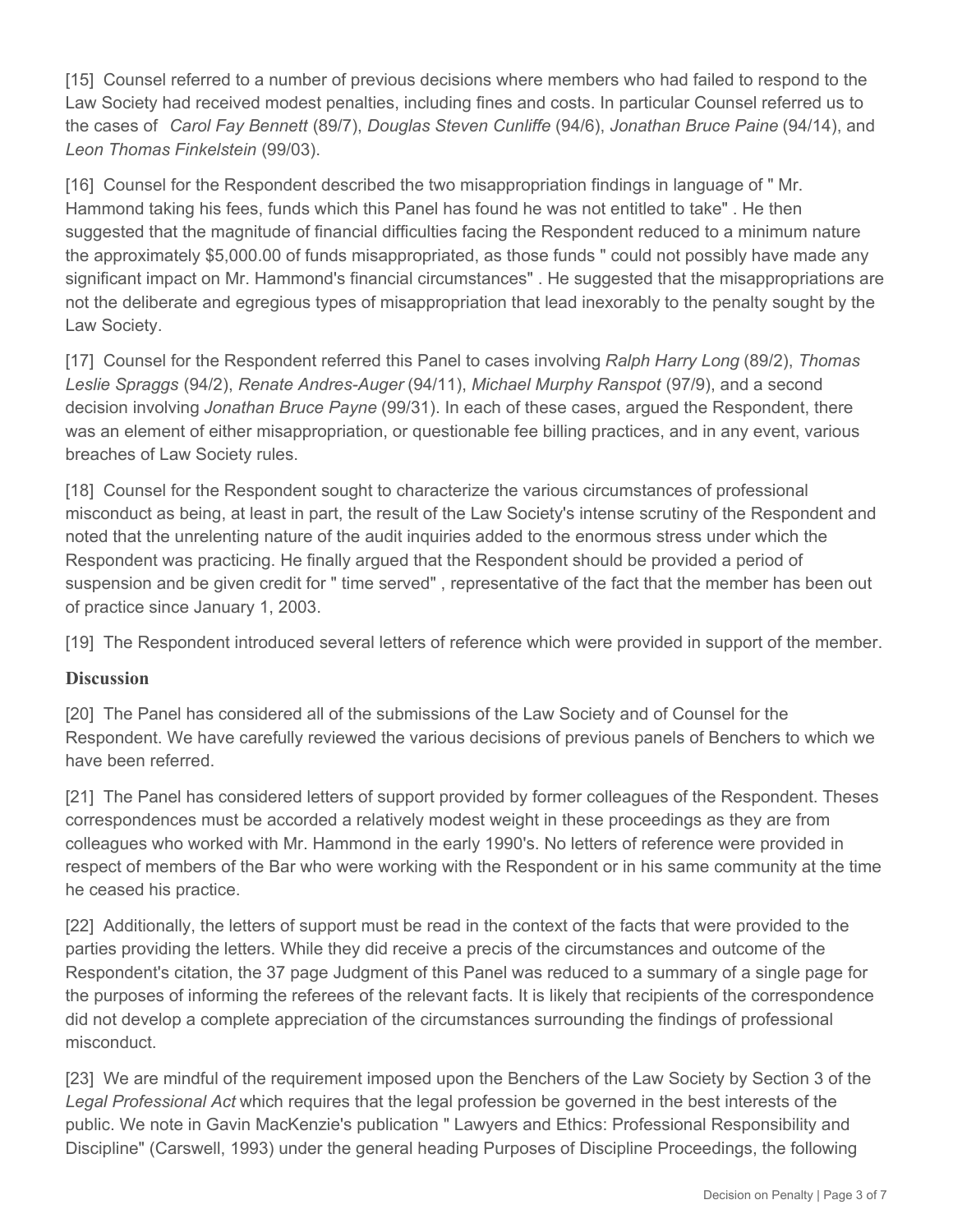[15] Counsel referred to a number of previous decisions where members who had failed to respond to the Law Society had received modest penalties, including fines and costs. In particular Counsel referred us to the cases of *Carol Fay Bennett* (89/7), *Douglas Steven Cunliffe* (94/6), *Jonathan Bruce Paine* (94/14), and *Leon Thomas Finkelstein* (99/03).

[16] Counsel for the Respondent described the two misappropriation findings in language of " Mr. Hammond taking his fees, funds which this Panel has found he was not entitled to take" . He then suggested that the magnitude of financial difficulties facing the Respondent reduced to a minimum nature the approximately $5,000.00 of funds misappropriated, as those funds " could not possibly have made any significant impact on Mr. Hammond's financial circumstances" . He suggested that the misappropriations are not the deliberate and egregious types of misappropriation that lead inexorably to the penalty sought by the Law Society.

[17] Counsel for the Respondent referred this Panel to cases involving *Ralph Harry Long* (89/2), *Thomas Leslie Spraggs* (94/2), *Renate Andres-Auger* (94/11), *Michael Murphy Ranspot* (97/9), and a second decision involving *Jonathan Bruce Payne* (99/31). In each of these cases, argued the Respondent, there was an element of either misappropriation, or questionable fee billing practices, and in any event, various breaches of Law Society rules.

[18] Counsel for the Respondent sought to characterize the various circumstances of professional misconduct as being, at least in part, the result of the Law Society's intense scrutiny of the Respondent and noted that the unrelenting nature of the audit inquiries added to the enormous stress under which the Respondent was practicing. He finally argued that the Respondent should be provided a period of suspension and be given credit for " time served" , representative of the fact that the member has been out of practice since January 1, 2003.

[19] The Respondent introduced several letters of reference which were provided in support of the member.

## Discussion

[20] The Panel has considered all of the submissions of the Law Society and of Counsel for the Respondent. We have carefully reviewed the various decisions of previous panels of Benchers to which we have been referred.

[21] The Panel has considered letters of support provided by former colleagues of the Respondent. Theses correspondences must be accorded a relatively modest weight in these proceedings as they are from colleagues who worked with Mr. Hammond in the early 1990's. No letters of reference were provided in respect of members of the Bar who were working with the Respondent or in his same community at the time he ceased his practice.

[22] Additionally, the letters of support must be read in the context of the facts that were provided to the parties providing the letters. While they did receive a precis of the circumstances and outcome of the Respondent's citation, the 37 page Judgment of this Panel was reduced to a summary of a single page for the purposes of informing the referees of the relevant facts. It is likely that recipients of the correspondence did not develop a complete appreciation of the circumstances surrounding the findings of professional misconduct.

[23] We are mindful of the requirement imposed upon the Benchers of the Law Society by Section 3 of the *Legal Professional Act* which requires that the legal profession be governed in the best interests of the public. We note in Gavin MacKenzie's publication " Lawyers and Ethics: Professional Responsibility and Discipline" (Carswell, 1993) under the general heading Purposes of Discipline Proceedings, the following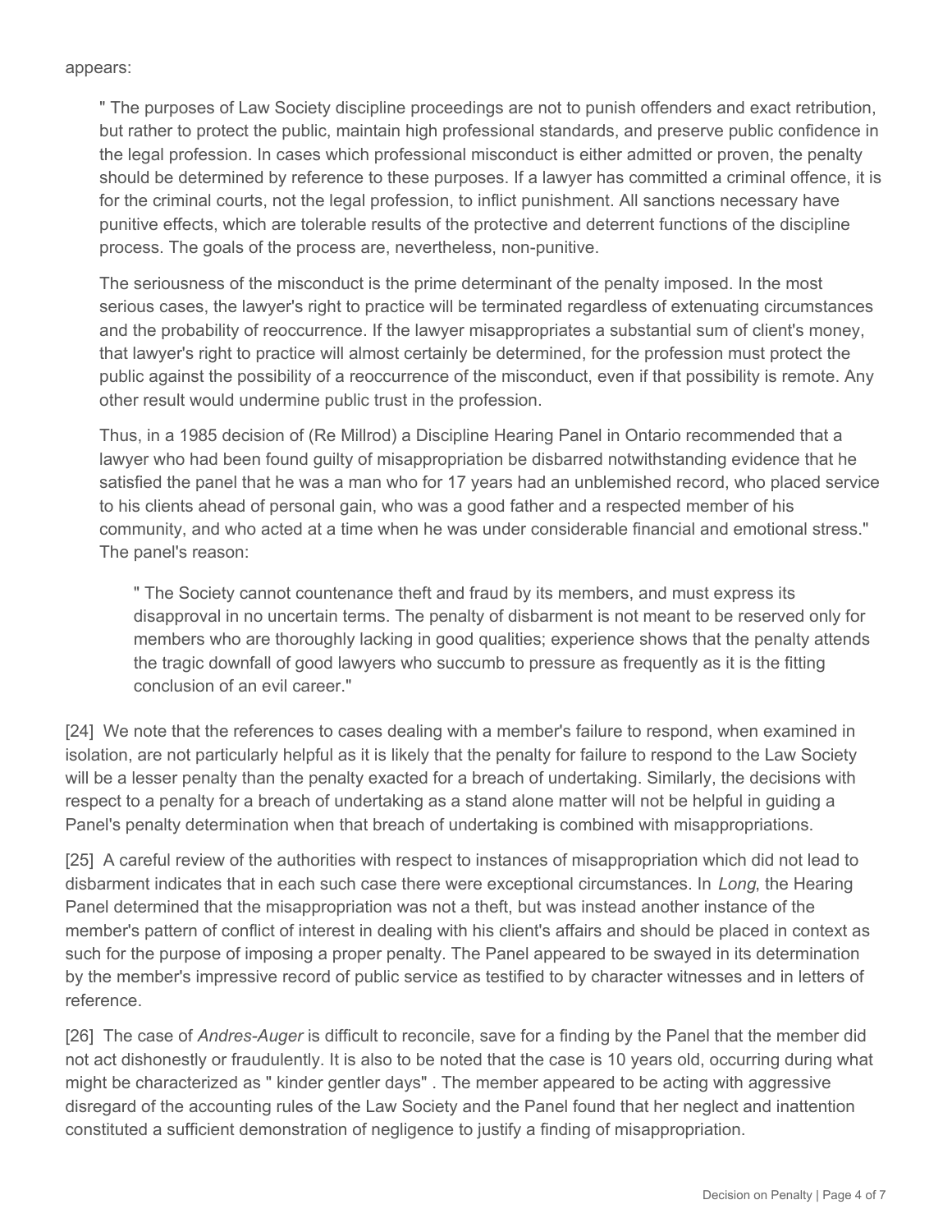appears:

> " The purposes of Law Society discipline proceedings are not to punish offenders and exact retribution, but rather to protect the public, maintain high professional standards, and preserve public confidence in the legal profession. In cases which professional misconduct is either admitted or proven, the penalty should be determined by reference to these purposes. If a lawyer has committed a criminal offence, it is for the criminal courts, not the legal profession, to inflict punishment. All sanctions necessary have punitive effects, which are tolerable results of the protective and deterrent functions of the discipline process. The goals of the process are, nevertheless, non-punitive.
>
> The seriousness of the misconduct is the prime determinant of the penalty imposed. In the most serious cases, the lawyer's right to practice will be terminated regardless of extenuating circumstances and the probability of reoccurrence. If the lawyer misappropriates a substantial sum of client's money, that lawyer's right to practice will almost certainly be determined, for the profession must protect the public against the possibility of a reoccurrence of the misconduct, even if that possibility is remote. Any other result would undermine public trust in the profession.
>
> Thus, in a 1985 decision of (Re Millrod) a Discipline Hearing Panel in Ontario recommended that a lawyer who had been found guilty of misappropriation be disbarred notwithstanding evidence that he satisfied the panel that he was a man who for 17 years had an unblemished record, who placed service to his clients ahead of personal gain, who was a good father and a respected member of his community, and who acted at a time when he was under considerable financial and emotional stress." The panel's reason:
>
>> " The Society cannot countenance theft and fraud by its members, and must express its disapproval in no uncertain terms. The penalty of disbarment is not meant to be reserved only for members who are thoroughly lacking in good qualities; experience shows that the penalty attends the tragic downfall of good lawyers who succumb to pressure as frequently as it is the fitting conclusion of an evil career."

[24] We note that the references to cases dealing with a member's failure to respond, when examined in isolation, are not particularly helpful as it is likely that the penalty for failure to respond to the Law Society will be a lesser penalty than the penalty exacted for a breach of undertaking. Similarly, the decisions with respect to a penalty for a breach of undertaking as a stand alone matter will not be helpful in guiding a Panel's penalty determination when that breach of undertaking is combined with misappropriations.

[25] A careful review of the authorities with respect to instances of misappropriation which did not lead to disbarment indicates that in each such case there were exceptional circumstances. In *Long*, the Hearing Panel determined that the misappropriation was not a theft, but was instead another instance of the member's pattern of conflict of interest in dealing with his client's affairs and should be placed in context as such for the purpose of imposing a proper penalty. The Panel appeared to be swayed in its determination by the member's impressive record of public service as testified to by character witnesses and in letters of reference.

[26] The case of *Andres-Auger* is difficult to reconcile, save for a finding by the Panel that the member did not act dishonestly or fraudulently. It is also to be noted that the case is 10 years old, occurring during what might be characterized as " kinder gentler days" . The member appeared to be acting with aggressive disregard of the accounting rules of the Law Society and the Panel found that her neglect and inattention constituted a sufficient demonstration of negligence to justify a finding of misappropriation.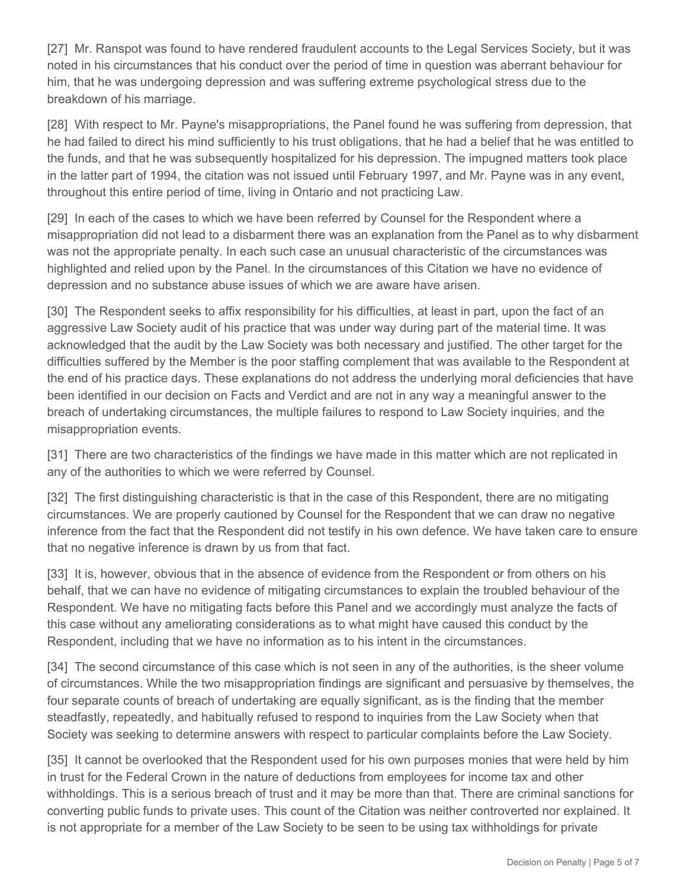[27] Mr. Ranspot was found to have rendered fraudulent accounts to the Legal Services Society, but it was noted in his circumstances that his conduct over the period of time in question was aberrant behaviour for him, that he was undergoing depression and was suffering extreme psychological stress due to the breakdown of his marriage.

[28] With respect to Mr. Payne's misappropriations, the Panel found he was suffering from depression, that he had failed to direct his mind sufficiently to his trust obligations, that he had a belief that he was entitled to the funds, and that he was subsequently hospitalized for his depression. The impugned matters took place in the latter part of 1994, the citation was not issued until February 1997, and Mr. Payne was in any event, throughout this entire period of time, living in Ontario and not practicing Law.

[29] In each of the cases to which we have been referred by Counsel for the Respondent where a misappropriation did not lead to a disbarment there was an explanation from the Panel as to why disbarment was not the appropriate penalty. In each such case an unusual characteristic of the circumstances was highlighted and relied upon by the Panel. In the circumstances of this Citation we have no evidence of depression and no substance abuse issues of which we are aware have arisen.

[30] The Respondent seeks to affix responsibility for his difficulties, at least in part, upon the fact of an aggressive Law Society audit of his practice that was under way during part of the material time. It was acknowledged that the audit by the Law Society was both necessary and justified. The other target for the difficulties suffered by the Member is the poor staffing complement that was available to the Respondent at the end of his practice days. These explanations do not address the underlying moral deficiencies that have been identified in our decision on Facts and Verdict and are not in any way a meaningful answer to the breach of undertaking circumstances, the multiple failures to respond to Law Society inquiries, and the misappropriation events.

[31] There are two characteristics of the findings we have made in this matter which are not replicated in any of the authorities to which we were referred by Counsel.

[32] The first distinguishing characteristic is that in the case of this Respondent, there are no mitigating circumstances. We are properly cautioned by Counsel for the Respondent that we can draw no negative inference from the fact that the Respondent did not testify in his own defence. We have taken care to ensure that no negative inference is drawn by us from that fact.

[33] It is, however, obvious that in the absence of evidence from the Respondent or from others on his behalf, that we can have no evidence of mitigating circumstances to explain the troubled behaviour of the Respondent. We have no mitigating facts before this Panel and we accordingly must analyze the facts of this case without any ameliorating considerations as to what might have caused this conduct by the Respondent, including that we have no information as to his intent in the circumstances.

[34] The second circumstance of this case which is not seen in any of the authorities, is the sheer volume of circumstances. While the two misappropriation findings are significant and persuasive by themselves, the four separate counts of breach of undertaking are equally significant, as is the finding that the member steadfastly, repeatedly, and habitually refused to respond to inquiries from the Law Society when that Society was seeking to determine answers with respect to particular complaints before the Law Society.

[35] It cannot be overlooked that the Respondent used for his own purposes monies that were held by him in trust for the Federal Crown in the nature of deductions from employees for income tax and other withholdings. This is a serious breach of trust and it may be more than that. There are criminal sanctions for converting public funds to private uses. This count of the Citation was neither controverted nor explained. It is not appropriate for a member of the Law Society to be seen to be using tax withholdings for private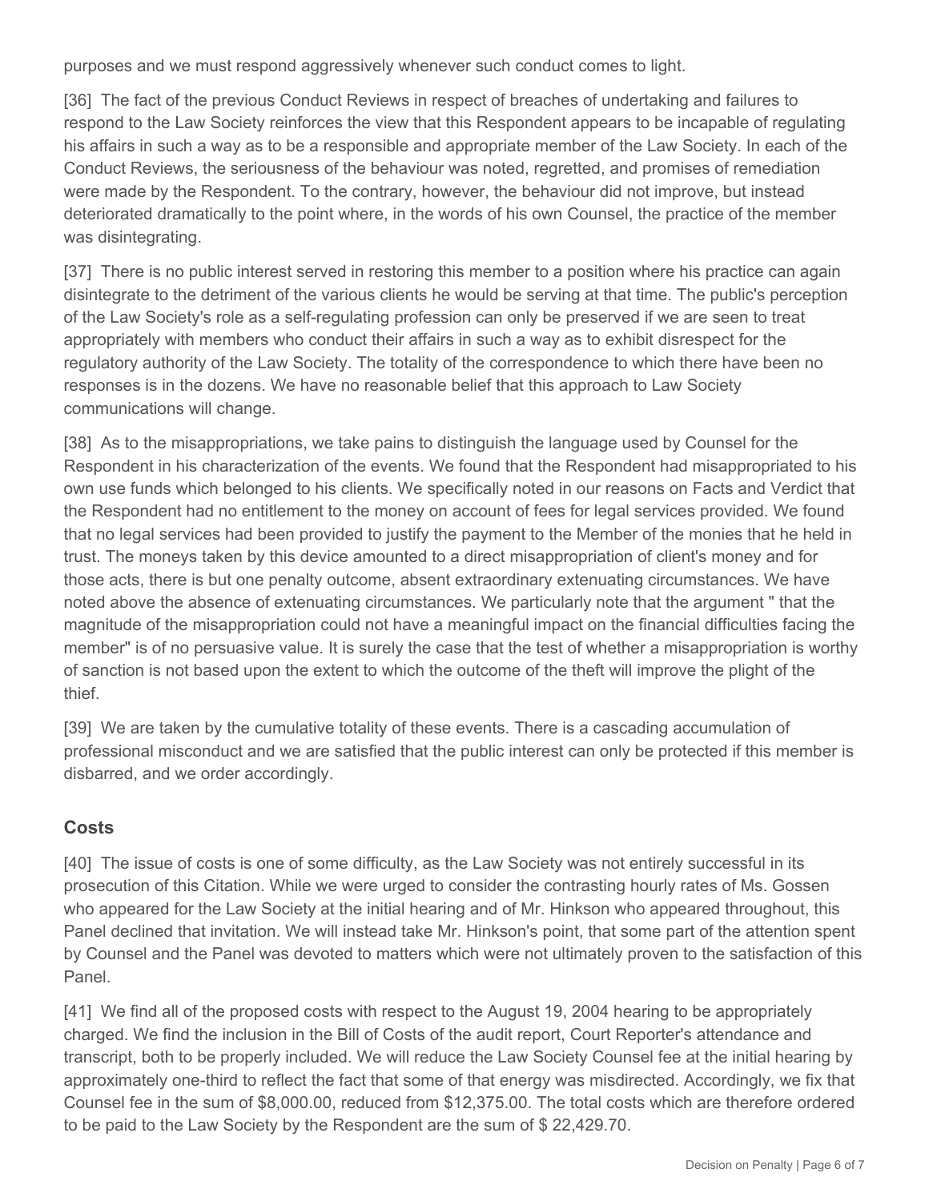purposes and we must respond aggressively whenever such conduct comes to light.

[36] The fact of the previous Conduct Reviews in respect of breaches of undertaking and failures to respond to the Law Society reinforces the view that this Respondent appears to be incapable of regulating his affairs in such a way as to be a responsible and appropriate member of the Law Society. In each of the Conduct Reviews, the seriousness of the behaviour was noted, regretted, and promises of remediation were made by the Respondent. To the contrary, however, the behaviour did not improve, but instead deteriorated dramatically to the point where, in the words of his own Counsel, the practice of the member was disintegrating.

[37] There is no public interest served in restoring this member to a position where his practice can again disintegrate to the detriment of the various clients he would be serving at that time. The public's perception of the Law Society's role as a self-regulating profession can only be preserved if we are seen to treat appropriately with members who conduct their affairs in such a way as to exhibit disrespect for the regulatory authority of the Law Society. The totality of the correspondence to which there have been no responses is in the dozens. We have no reasonable belief that this approach to Law Society communications will change.

[38] As to the misappropriations, we take pains to distinguish the language used by Counsel for the Respondent in his characterization of the events. We found that the Respondent had misappropriated to his own use funds which belonged to his clients. We specifically noted in our reasons on Facts and Verdict that the Respondent had no entitlement to the money on account of fees for legal services provided. We found that no legal services had been provided to justify the payment to the Member of the monies that he held in trust. The moneys taken by this device amounted to a direct misappropriation of client's money and for those acts, there is but one penalty outcome, absent extraordinary extenuating circumstances. We have noted above the absence of extenuating circumstances. We particularly note that the argument " that the magnitude of the misappropriation could not have a meaningful impact on the financial difficulties facing the member" is of no persuasive value. It is surely the case that the test of whether a misappropriation is worthy of sanction is not based upon the extent to which the outcome of the theft will improve the plight of the thief.

[39] We are taken by the cumulative totality of these events. There is a cascading accumulation of professional misconduct and we are satisfied that the public interest can only be protected if this member is disbarred, and we order accordingly.

## Costs

[40] The issue of costs is one of some difficulty, as the Law Society was not entirely successful in its prosecution of this Citation. While we were urged to consider the contrasting hourly rates of Ms. Gossen who appeared for the Law Society at the initial hearing and of Mr. Hinkson who appeared throughout, this Panel declined that invitation. We will instead take Mr. Hinkson's point, that some part of the attention spent by Counsel and the Panel was devoted to matters which were not ultimately proven to the satisfaction of this Panel.

[41] We find all of the proposed costs with respect to the August 19, 2004 hearing to be appropriately charged. We find the inclusion in the Bill of Costs of the audit report, Court Reporter's attendance and transcript, both to be properly included. We will reduce the Law Society Counsel fee at the initial hearing by approximately one-third to reflect the fact that some of that energy was misdirected. Accordingly, we fix that Counsel fee in the sum of $8,000.00, reduced from $12,375.00. The total costs which are therefore ordered to be paid to the Law Society by the Respondent are the sum of $ 22,429.70.